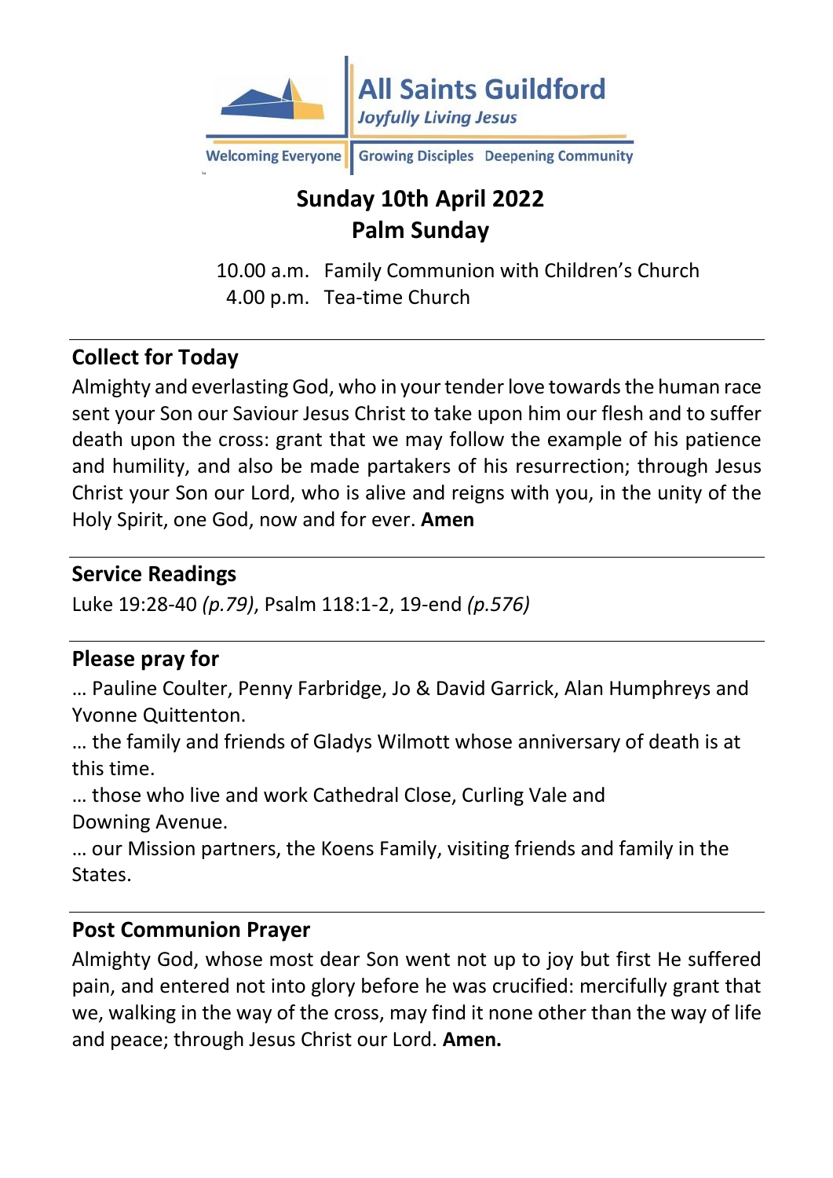**All Saints Guildford**
*Joyfully Living Jesus*

Welcoming Everyone | Growing Disciples | Deepening Community

# Sunday 10th April 2022
# Palm Sunday

10.00 a.m. Family Communion with Children's Church
4.00 p.m. Tea-time Church

## Collect for Today

Almighty and everlasting God, who in your tender love towards the human race sent your Son our Saviour Jesus Christ to take upon him our flesh and to suffer death upon the cross: grant that we may follow the example of his patience and humility, and also be made partakers of his resurrection; through Jesus Christ your Son our Lord, who is alive and reigns with you, in the unity of the Holy Spirit, one God, now and for ever. **Amen**

## Service Readings

Luke 19:28-40 *(p.79)*, Psalm 118:1-2, 19-end *(p.576)*

## Please pray for

… Pauline Coulter, Penny Farbridge, Jo & David Garrick, Alan Humphreys and Yvonne Quittenton.

… the family and friends of Gladys Wilmott whose anniversary of death is at this time.

… those who live and work Cathedral Close, Curling Vale and Downing Avenue.

… our Mission partners, the Koens Family, visiting friends and family in the States.

## Post Communion Prayer

Almighty God, whose most dear Son went not up to joy but first He suffered pain, and entered not into glory before he was crucified: mercifully grant that we, walking in the way of the cross, may find it none other than the way of life and peace; through Jesus Christ our Lord. **Amen.**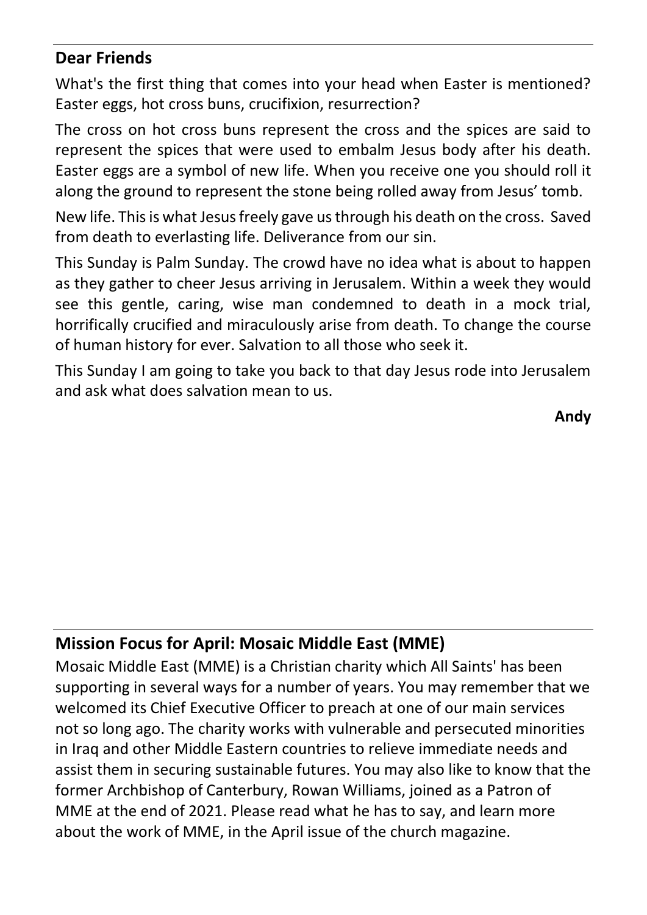## Dear Friends

What's the first thing that comes into your head when Easter is mentioned? Easter eggs, hot cross buns, crucifixion, resurrection?

The cross on hot cross buns represent the cross and the spices are said to represent the spices that were used to embalm Jesus body after his death. Easter eggs are a symbol of new life. When you receive one you should roll it along the ground to represent the stone being rolled away from Jesus' tomb.

New life. This is what Jesus freely gave us through his death on the cross. Saved from death to everlasting life. Deliverance from our sin.

This Sunday is Palm Sunday. The crowd have no idea what is about to happen as they gather to cheer Jesus arriving in Jerusalem. Within a week they would see this gentle, caring, wise man condemned to death in a mock trial, horrifically crucified and miraculously arise from death. To change the course of human history for ever. Salvation to all those who seek it.

This Sunday I am going to take you back to that day Jesus rode into Jerusalem and ask what does salvation mean to us.

**Andy**

## Mission Focus for April: Mosaic Middle East (MME)

Mosaic Middle East (MME) is a Christian charity which All Saints' has been supporting in several ways for a number of years. You may remember that we welcomed its Chief Executive Officer to preach at one of our main services not so long ago. The charity works with vulnerable and persecuted minorities in Iraq and other Middle Eastern countries to relieve immediate needs and assist them in securing sustainable futures. You may also like to know that the former Archbishop of Canterbury, Rowan Williams, joined as a Patron of MME at the end of 2021. Please read what he has to say, and learn more about the work of MME, in the April issue of the church magazine.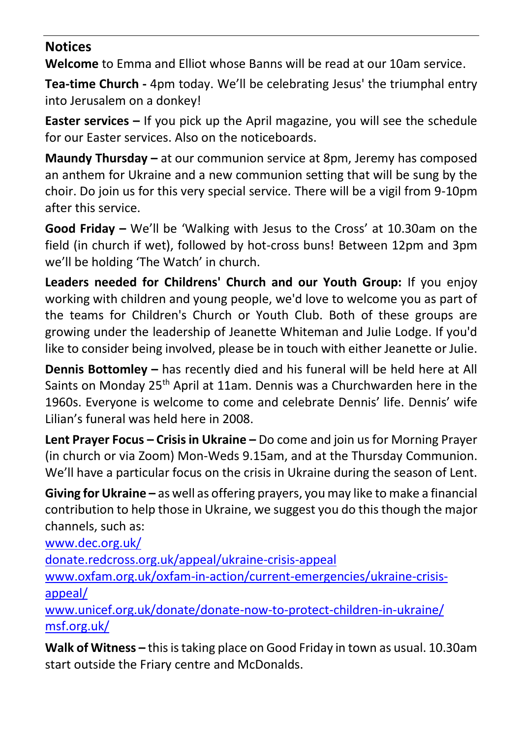## Notices

**Welcome** to Emma and Elliot whose Banns will be read at our 10am service.

**Tea-time Church -** 4pm today. We'll be celebrating Jesus' the triumphal entry into Jerusalem on a donkey!

**Easter services –** If you pick up the April magazine, you will see the schedule for our Easter services. Also on the noticeboards.

**Maundy Thursday –** at our communion service at 8pm, Jeremy has composed an anthem for Ukraine and a new communion setting that will be sung by the choir. Do join us for this very special service. There will be a vigil from 9-10pm after this service.

**Good Friday –** We'll be 'Walking with Jesus to the Cross' at 10.30am on the field (in church if wet), followed by hot-cross buns! Between 12pm and 3pm we'll be holding 'The Watch' in church.

**Leaders needed for Childrens' Church and our Youth Group:** If you enjoy working with children and young people, we'd love to welcome you as part of the teams for Children's Church or Youth Club. Both of these groups are growing under the leadership of Jeanette Whiteman and Julie Lodge. If you'd like to consider being involved, please be in touch with either Jeanette or Julie.

**Dennis Bottomley –** has recently died and his funeral will be held here at All Saints on Monday 25th April at 11am. Dennis was a Churchwarden here in the 1960s. Everyone is welcome to come and celebrate Dennis' life. Dennis' wife Lilian's funeral was held here in 2008.

**Lent Prayer Focus – Crisis in Ukraine –** Do come and join us for Morning Prayer (in church or via Zoom) Mon-Weds 9.15am, and at the Thursday Communion. We'll have a particular focus on the crisis in Ukraine during the season of Lent.

**Giving for Ukraine –** as well as offering prayers, you may like to make a financial contribution to help those in Ukraine, we suggest you do this though the major channels, such as:

www.dec.org.uk/
donate.redcross.org.uk/appeal/ukraine-crisis-appeal
www.oxfam.org.uk/oxfam-in-action/current-emergencies/ukraine-crisis-appeal/
www.unicef.org.uk/donate/donate-now-to-protect-children-in-ukraine/
msf.org.uk/

**Walk of Witness –** this is taking place on Good Friday in town as usual. 10.30am start outside the Friary centre and McDonalds.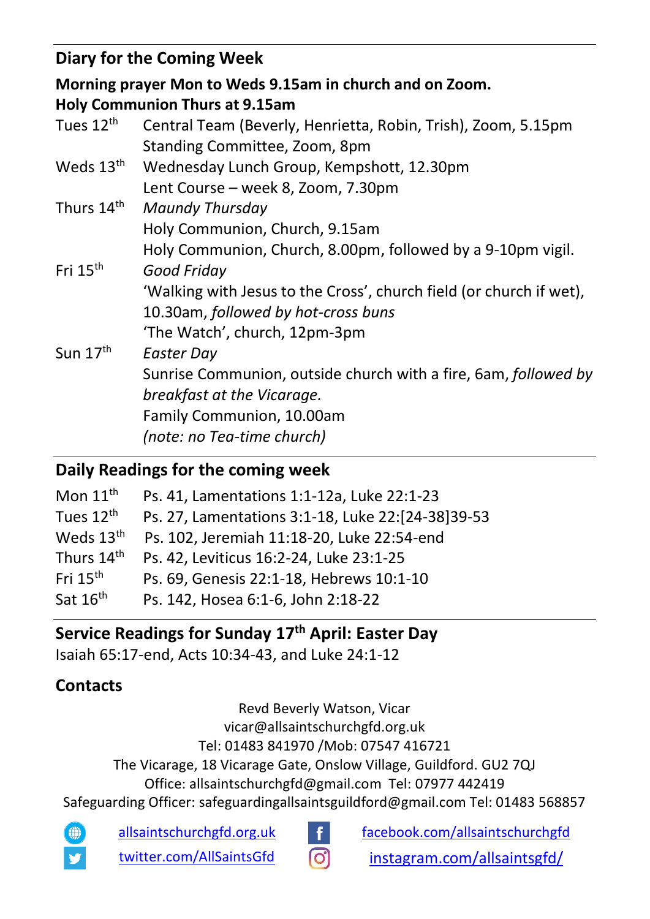## Diary for the Coming Week

**Morning prayer Mon to Weds 9.15am in church and on Zoom.**
**Holy Communion Thurs at 9.15am**

| | |
|---|---|
| Tues 12th | Central Team (Beverly, Henrietta, Robin, Trish), Zoom, 5.15pm |
| | Standing Committee, Zoom, 8pm |
| Weds 13th | Wednesday Lunch Group, Kempshott, 12.30pm |
| | Lent Course – week 8, Zoom, 7.30pm |
| Thurs 14th | *Maundy Thursday* |
| | Holy Communion, Church, 9.15am |
| | Holy Communion, Church, 8.00pm, followed by a 9-10pm vigil. |
| Fri 15th | *Good Friday* |
| | 'Walking with Jesus to the Cross', church field (or church if wet), 10.30am, *followed by hot-cross buns* |
| | 'The Watch', church, 12pm-3pm |
| Sun 17th | *Easter Day* |
| | Sunrise Communion, outside church with a fire, 6am, *followed by breakfast at the Vicarage.* |
| | Family Communion, 10.00am |
| | *(note: no Tea-time church)* |

## Daily Readings for the coming week

| | |
|---|---|
| Mon 11th | Ps. 41, Lamentations 1:1-12a, Luke 22:1-23 |
| Tues 12th | Ps. 27, Lamentations 3:1-18, Luke 22:[24-38]39-53 |
| Weds 13th | Ps. 102, Jeremiah 11:18-20, Luke 22:54-end |
| Thurs 14th | Ps. 42, Leviticus 16:2-24, Luke 23:1-25 |
| Fri 15th | Ps. 69, Genesis 22:1-18, Hebrews 10:1-10 |
| Sat 16th | Ps. 142, Hosea 6:1-6, John 2:18-22 |

## Service Readings for Sunday 17th April: Easter Day

Isaiah 65:17-end, Acts 10:34-43, and Luke 24:1-12

## Contacts

Revd Beverly Watson, Vicar
vicar@allsaintschurchgfd.org.uk
Tel: 01483 841970 /Mob: 07547 416721
The Vicarage, 18 Vicarage Gate, Onslow Village, Guildford. GU2 7QJ
Office: allsaintschurchgfd@gmail.com Tel: 07977 442419
Safeguarding Officer: safeguardingallsaintsguildford@gmail.com Tel: 01483 568857

allsaintschurchgfd.org.uk
facebook.com/allsaintschurchgfd
twitter.com/AllSaintsGfd
instagram.com/allsaintsgfd/